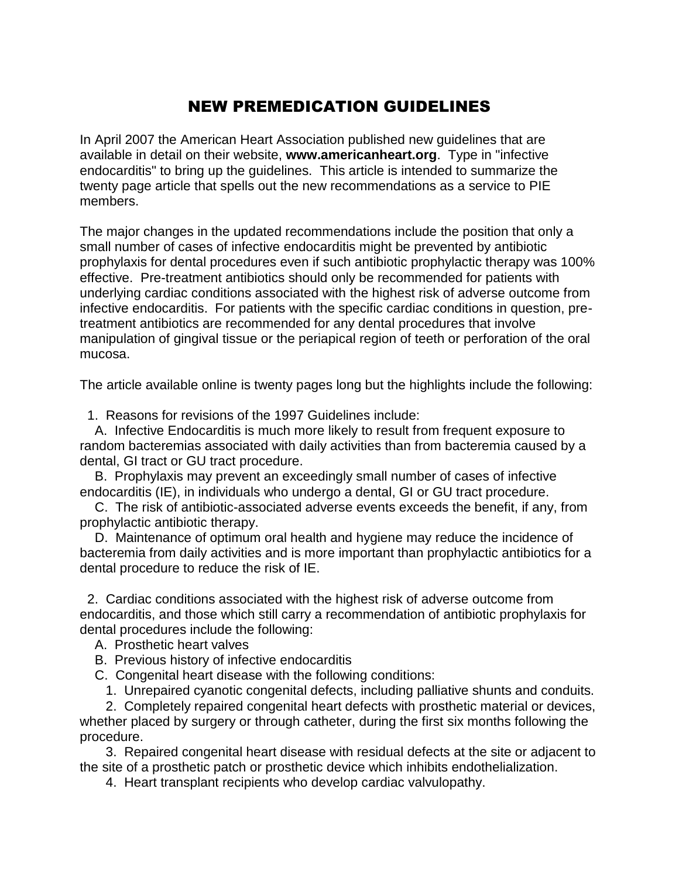# NEW PREMEDICATION GUIDELINES

In April 2007 the American Heart Association published new guidelines that are available in detail on their website, **www.americanheart.org**. Type in "infective endocarditis" to bring up the guidelines. This article is intended to summarize the twenty page article that spells out the new recommendations as a service to PIE members.

The major changes in the updated recommendations include the position that only a small number of cases of infective endocarditis might be prevented by antibiotic prophylaxis for dental procedures even if such antibiotic prophylactic therapy was 100% effective. Pre-treatment antibiotics should only be recommended for patients with underlying cardiac conditions associated with the highest risk of adverse outcome from infective endocarditis. For patients with the specific cardiac conditions in question, pre-treatment antibiotics are recommended for any dental procedures that involve manipulation of gingival tissue or the periapical region of teeth or perforation of the oral mucosa.

The article available online is twenty pages long but the highlights include the following:

1. Reasons for revisions of the 1997 Guidelines include:
   - A. Infective Endocarditis is much more likely to result from frequent exposure to random bacteremias associated with daily activities than from bacteremia caused by a dental, GI tract or GU tract procedure.
   - B. Prophylaxis may prevent an exceedingly small number of cases of infective endocarditis (IE), in individuals who undergo a dental, GI or GU tract procedure.
   - C. The risk of antibiotic-associated adverse events exceeds the benefit, if any, from prophylactic antibiotic therapy.
   - D. Maintenance of optimum oral health and hygiene may reduce the incidence of bacteremia from daily activities and is more important than prophylactic antibiotics for a dental procedure to reduce the risk of IE.

2. Cardiac conditions associated with the highest risk of adverse outcome from endocarditis, and those which still carry a recommendation of antibiotic prophylaxis for dental procedures include the following:
   - A. Prosthetic heart valves
   - B. Previous history of infective endocarditis
   - C. Congenital heart disease with the following conditions:
     1. Unrepaired cyanotic congenital defects, including palliative shunts and conduits.
     2. Completely repaired congenital heart defects with prosthetic material or devices, whether placed by surgery or through catheter, during the first six months following the procedure.
     3. Repaired congenital heart disease with residual defects at the site or adjacent to the site of a prosthetic patch or prosthetic device which inhibits endothelialization.
     4. Heart transplant recipients who develop cardiac valvulopathy.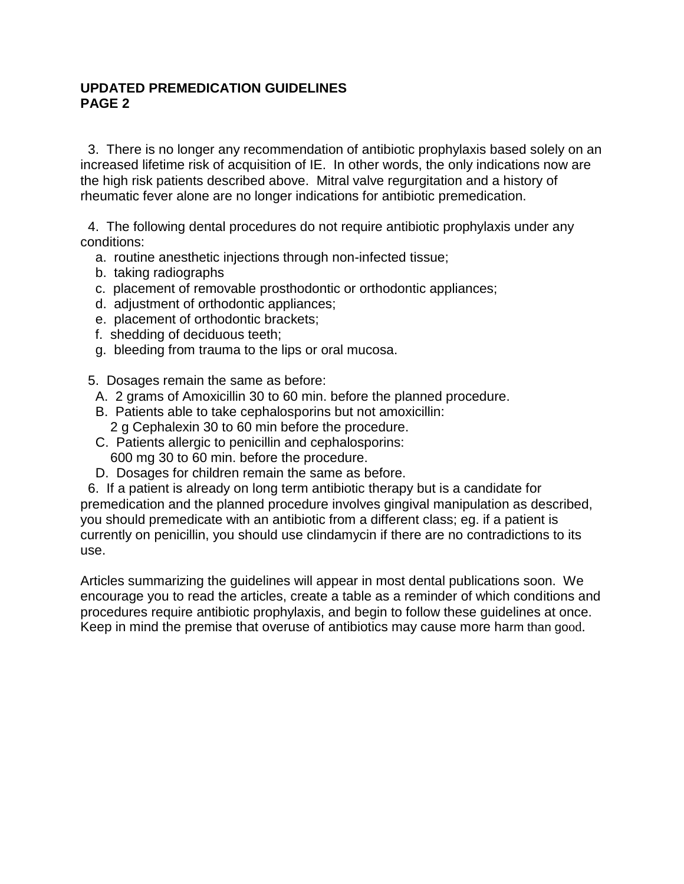**UPDATED PREMEDICATION GUIDELINES**
**PAGE 2**

3. There is no longer any recommendation of antibiotic prophylaxis based solely on an increased lifetime risk of acquisition of IE. In other words, the only indications now are the high risk patients described above. Mitral valve regurgitation and a history of rheumatic fever alone are no longer indications for antibiotic premedication.

4. The following dental procedures do not require antibiotic prophylaxis under any conditions:
   a. routine anesthetic injections through non-infected tissue;
   b. taking radiographs
   c. placement of removable prosthodontic or orthodontic appliances;
   d. adjustment of orthodontic appliances;
   e. placement of orthodontic brackets;
   f. shedding of deciduous teeth;
   g. bleeding from trauma to the lips or oral mucosa.

5. Dosages remain the same as before:
   A. 2 grams of Amoxicillin 30 to 60 min. before the planned procedure.
   B. Patients able to take cephalosporins but not amoxicillin:
      2 g Cephalexin 30 to 60 min before the procedure.
   C. Patients allergic to penicillin and cephalosporins:
      600 mg 30 to 60 min. before the procedure.
   D. Dosages for children remain the same as before.

6. If a patient is already on long term antibiotic therapy but is a candidate for premedication and the planned procedure involves gingival manipulation as described, you should premedicate with an antibiotic from a different class; eg. if a patient is currently on penicillin, you should use clindamycin if there are no contradictions to its use.

Articles summarizing the guidelines will appear in most dental publications soon. We encourage you to read the articles, create a table as a reminder of which conditions and procedures require antibiotic prophylaxis, and begin to follow these guidelines at once. Keep in mind the premise that overuse of antibiotics may cause more harm than good.